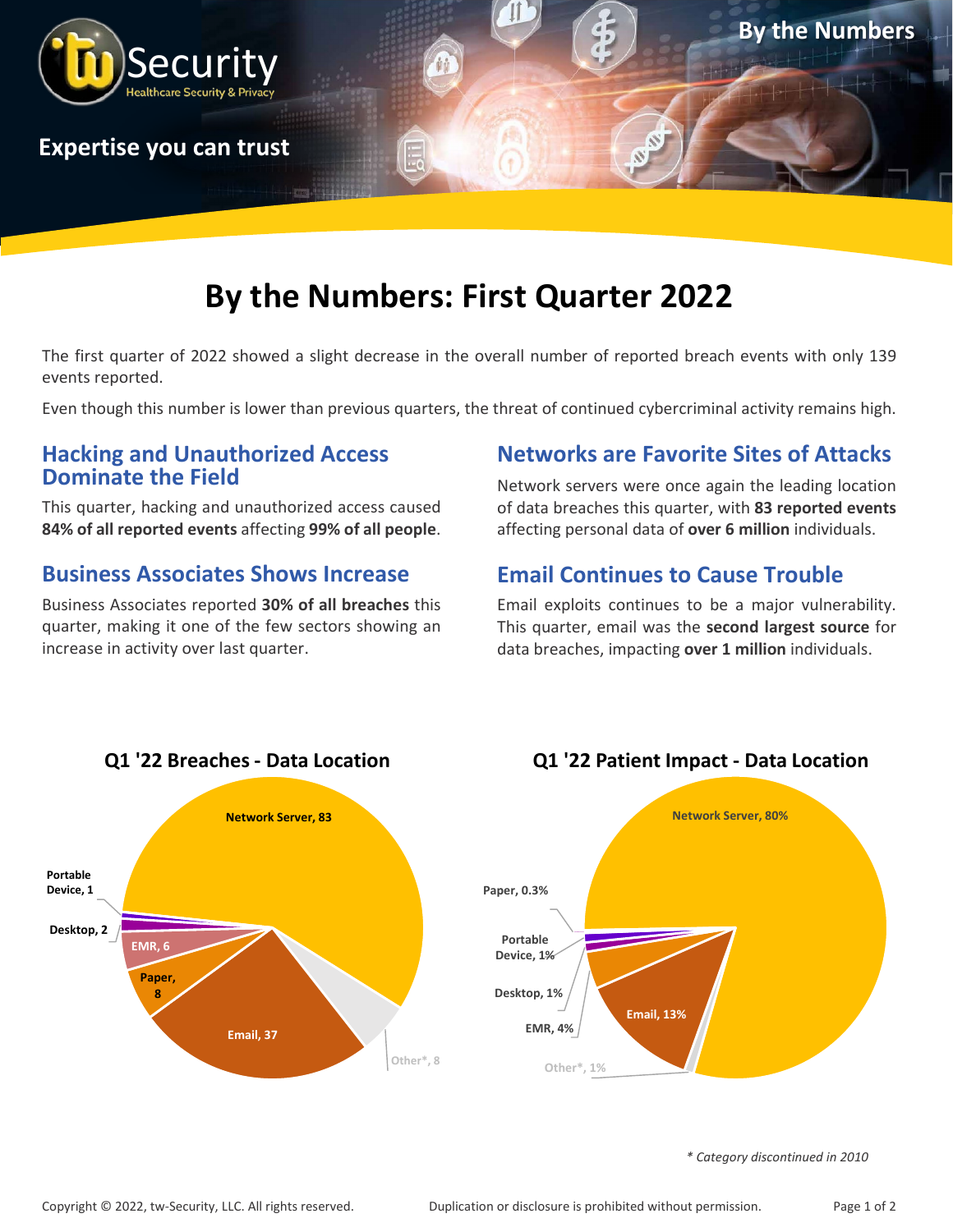tw Security
Healthcare Security & Privacy

**Expertise you can trust**

**By the Numbers**

# By the Numbers: First Quarter 2022

The first quarter of 2022 showed a slight decrease in the overall number of reported breach events with only 139 events reported.

Even though this number is lower than previous quarters, the threat of continued cybercriminal activity remains high.

## Hacking and Unauthorized Access Dominate the Field

This quarter, hacking and unauthorized access caused **84% of all reported events** affecting **99% of all people**.

## Business Associates Shows Increase

Business Associates reported **30% of all breaches** this quarter, making it one of the few sectors showing an increase in activity over last quarter.

## Networks are Favorite Sites of Attacks

Network servers were once again the leading location of data breaches this quarter, with **83 reported events** affecting personal data of **over 6 million** individuals.

## Email Continues to Cause Trouble

Email exploits continues to be a major vulnerability. This quarter, email was the **second largest source** for data breaches, impacting **over 1 million** individuals.

### Q1 '22 Breaches - Data Location

| Data Location | Breaches |
|---|---|
| Network Server | 83 |
| Email | 37 |
| Other* | 8 |
| Paper | 8 |
| EMR | 6 |
| Desktop | 2 |
| Portable Device | 1 |

### Q1 '22 Patient Impact - Data Location

| Data Location | Patient Impact |
|---|---|
| Network Server | 80% |
| Email | 13% |
| EMR | 4% |
| Desktop | 1% |
| Portable Device | 1% |
| Other* | 1% |
| Paper | 0.3% |

*\* Category discontinued in 2010*

Copyright © 2022, tw-Security, LLC. All rights reserved. Duplication or disclosure is prohibited without permission.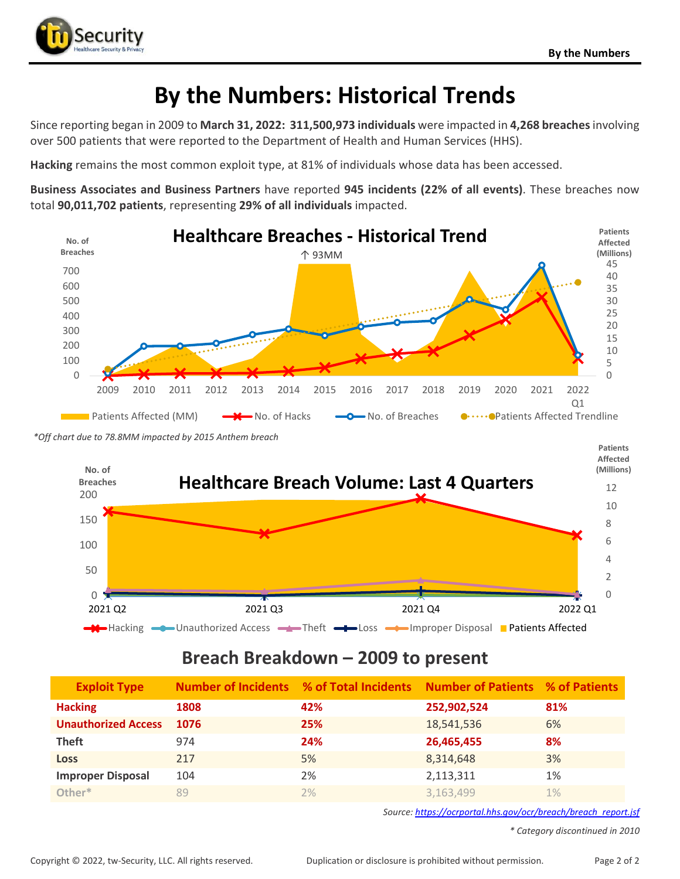# By the Numbers: Historical Trends

Since reporting began in 2009 to **March 31, 2022: 311,500,973 individuals** were impacted in **4,268 breaches** involving over 500 patients that were reported to the Department of Health and Human Services (HHS).

**Hacking** remains the most common exploit type, at 81% of individuals whose data has been accessed.

**Business Associates and Business Partners** have reported **945 incidents (22% of all events)**. These breaches now total **90,011,702 patients**, representing **29% of all individuals** impacted.

**Healthcare Breaches - Historical Trend**

No. of Breaches: 0, 100, 200, 300, 400, 500, 600, 700

Patients Affected (Millions): 0, 5, 10, 15, 20, 25, 30, 35, 40, 45

↑ 93MM

2009, 2010, 2011, 2012, 2013, 2014, 2015, 2016, 2017, 2018, 2019, 2020, 2021, 2022 Q1

Patients Affected (MM), No. of Hacks, No. of Breaches, Patients Affected Trendline

*\*Off chart due to 78.8MM impacted by 2015 Anthem breach*

**Healthcare Breach Volume: Last 4 Quarters**

No. of Breaches: 0, 50, 100, 150, 200

Patients Affected (Millions): 0, 2, 4, 6, 8, 10, 12

2021 Q2, 2021 Q3, 2021 Q4, 2022 Q1

Hacking, Unauthorized Access, Theft, Loss, Improper Disposal, Patients Affected

## Breach Breakdown – 2009 to present

| Exploit Type | Number of Incidents | % of Total Incidents | Number of Patients | % of Patients |
|---|---|---|---|---|
| **Hacking** | **1808** | **42%** | **252,902,524** | **81%** |
| **Unauthorized Access** | **1076** | **25%** | 18,541,536 | 6% |
| **Theft** | 974 | **24%** | **26,465,455** | **8%** |
| **Loss** | 217 | 5% | 8,314,648 | 3% |
| **Improper Disposal** | 104 | 2% | 2,113,311 | 1% |
| **Other*** | 89 | 2% | 3,163,499 | 1% |

*Source: https://ocrportal.hhs.gov/ocr/breach/breach_report.jsf*

*\* Category discontinued in 2010*